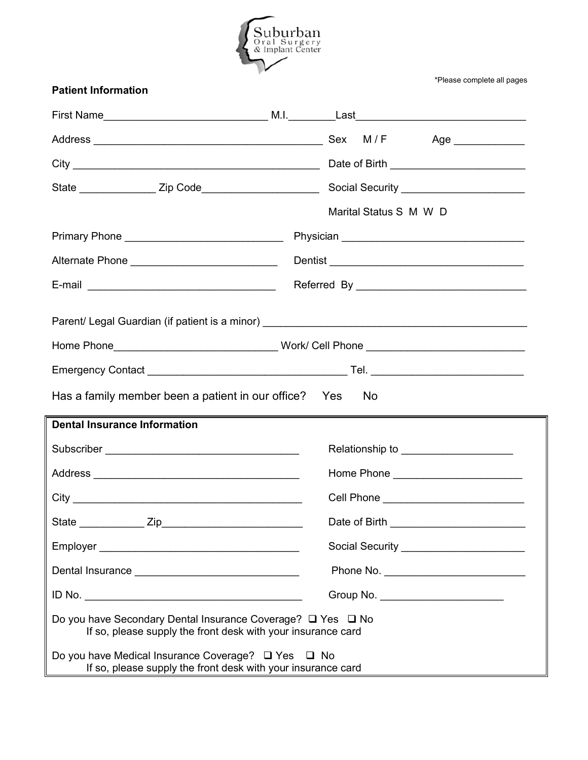Suburban
Oral Surgery
& Implant Center

*Please complete all pages

**Patient Information**

First Name___________________________ M.I.________Last_____________________________

Address _____________________________________ Sex M / F Age ____________

City __________________________________________ Date of Birth _______________________

State _____________ Zip Code___________________ Social Security _____________________

Marital Status S M W D

Primary Phone ___________________________ Physician ________________________________

Alternate Phone _________________________ Dentist __________________________________

E-mail ________________________________ Referred By ____________________________

Parent/ Legal Guardian (if patient is a minor) _____________________________________________

Home Phone___________________________ Work/ Cell Phone __________________________

Emergency Contact __________________________________ Tel. _________________________

Has a family member been a patient in our office? Yes No

**Dental Insurance Information**

Subscriber _________________________________ Relationship to ___________________

Address ___________________________________ Home Phone ______________________

City _______________________________________ Cell Phone ________________________

State ___________ Zip________________________ Date of Birth _______________________

Employer __________________________________ Social Security _____________________

Dental Insurance ____________________________ Phone No. ________________________

ID No. ____________________________________ Group No. _____________________

Do you have Secondary Dental Insurance Coverage? ❑ Yes ❑ No
If so, please supply the front desk with your insurance card

Do you have Medical Insurance Coverage? ❑ Yes ❑ No
If so, please supply the front desk with your insurance card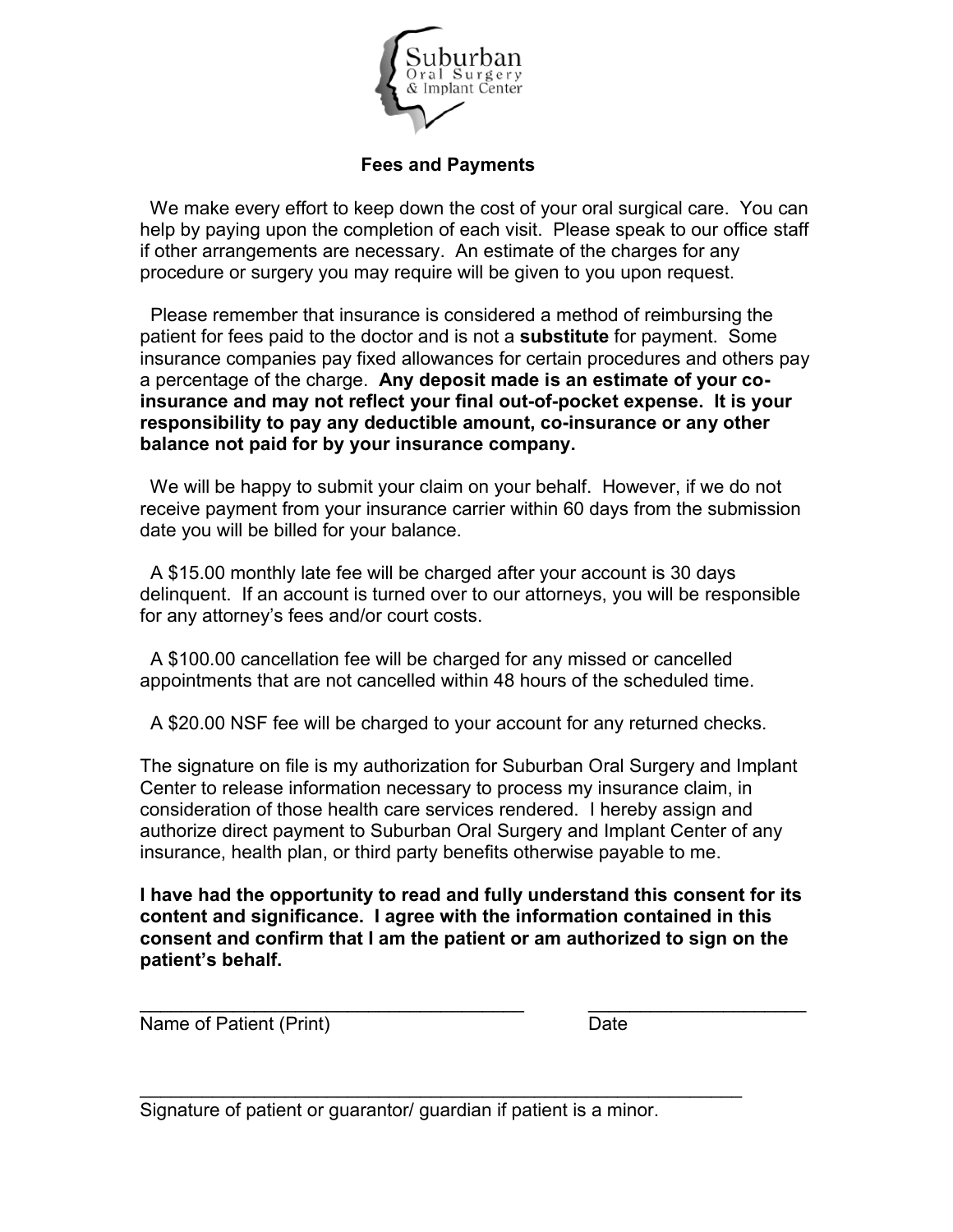Suburban Oral Surgery & Implant Center

## Fees and Payments

We make every effort to keep down the cost of your oral surgical care. You can help by paying upon the completion of each visit. Please speak to our office staff if other arrangements are necessary. An estimate of the charges for any procedure or surgery you may require will be given to you upon request.

Please remember that insurance is considered a method of reimbursing the patient for fees paid to the doctor and is not a **substitute** for payment. Some insurance companies pay fixed allowances for certain procedures and others pay a percentage of the charge. **Any deposit made is an estimate of your co-insurance and may not reflect your final out-of-pocket expense. It is your responsibility to pay any deductible amount, co-insurance or any other balance not paid for by your insurance company.**

We will be happy to submit your claim on your behalf. However, if we do not receive payment from your insurance carrier within 60 days from the submission date you will be billed for your balance.

A $15.00 monthly late fee will be charged after your account is 30 days delinquent. If an account is turned over to our attorneys, you will be responsible for any attorney's fees and/or court costs.

A $100.00 cancellation fee will be charged for any missed or cancelled appointments that are not cancelled within 48 hours of the scheduled time.

A $20.00 NSF fee will be charged to your account for any returned checks.

The signature on file is my authorization for Suburban Oral Surgery and Implant Center to release information necessary to process my insurance claim, in consideration of those health care services rendered. I hereby assign and authorize direct payment to Suburban Oral Surgery and Implant Center of any insurance, health plan, or third party benefits otherwise payable to me.

**I have had the opportunity to read and fully understand this consent for its content and significance. I agree with the information contained in this consent and confirm that I am the patient or am authorized to sign on the patient's behalf.**

_______________________________________ ______________________

Name of Patient (Print) Date

______________________________________________________________

Signature of patient or guarantor/ guardian if patient is a minor.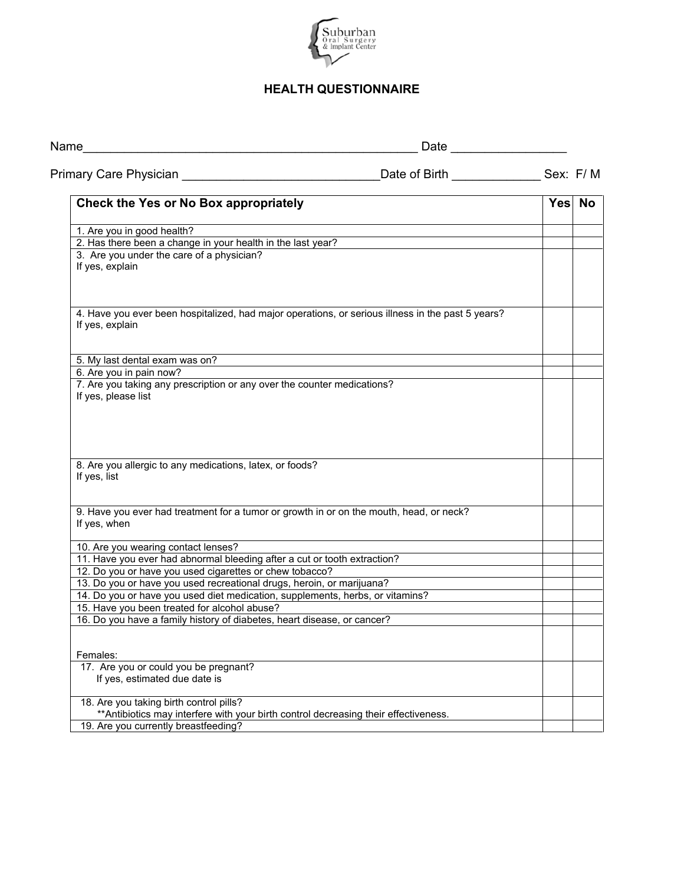Suburban Oral Surgery & Implant Center

## HEALTH QUESTIONNAIRE

Name_________________________________________________ Date ________________

Primary Care Physician ____________________________Date of Birth ____________ Sex: F/ M

| Check the Yes or No Box appropriately | Yes | No |
|---|---|---|
| 1. Are you in good health? | | |
| 2. Has there been a change in your health in the last year? | | |
| 3. Are you under the care of a physician?<br>If yes, explain | | |
| 4. Have you ever been hospitalized, had major operations, or serious illness in the past 5 years?<br>If yes, explain | | |
| 5. My last dental exam was on? | | |
| 6. Are you in pain now? | | |
| 7. Are you taking any prescription or any over the counter medications?<br>If yes, please list | | |
| 8. Are you allergic to any medications, latex, or foods?<br>If yes, list | | |
| 9. Have you ever had treatment for a tumor or growth in or on the mouth, head, or neck?<br>If yes, when | | |
| 10. Are you wearing contact lenses? | | |
| 11. Have you ever had abnormal bleeding after a cut or tooth extraction? | | |
| 12. Do you or have you used cigarettes or chew tobacco? | | |
| 13. Do you or have you used recreational drugs, heroin, or marijuana? | | |
| 14. Do you or have you used diet medication, supplements, herbs, or vitamins? | | |
| 15. Have you been treated for alcohol abuse? | | |
| 16. Do you have a family history of diabetes, heart disease, or cancer? | | |
| Females: | | |
| 17. Are you or could you be pregnant?<br>If yes, estimated due date is | | |
| 18. Are you taking birth control pills?<br>**Antibiotics may interfere with your birth control decreasing their effectiveness. | | |
| 19. Are you currently breastfeeding? | | |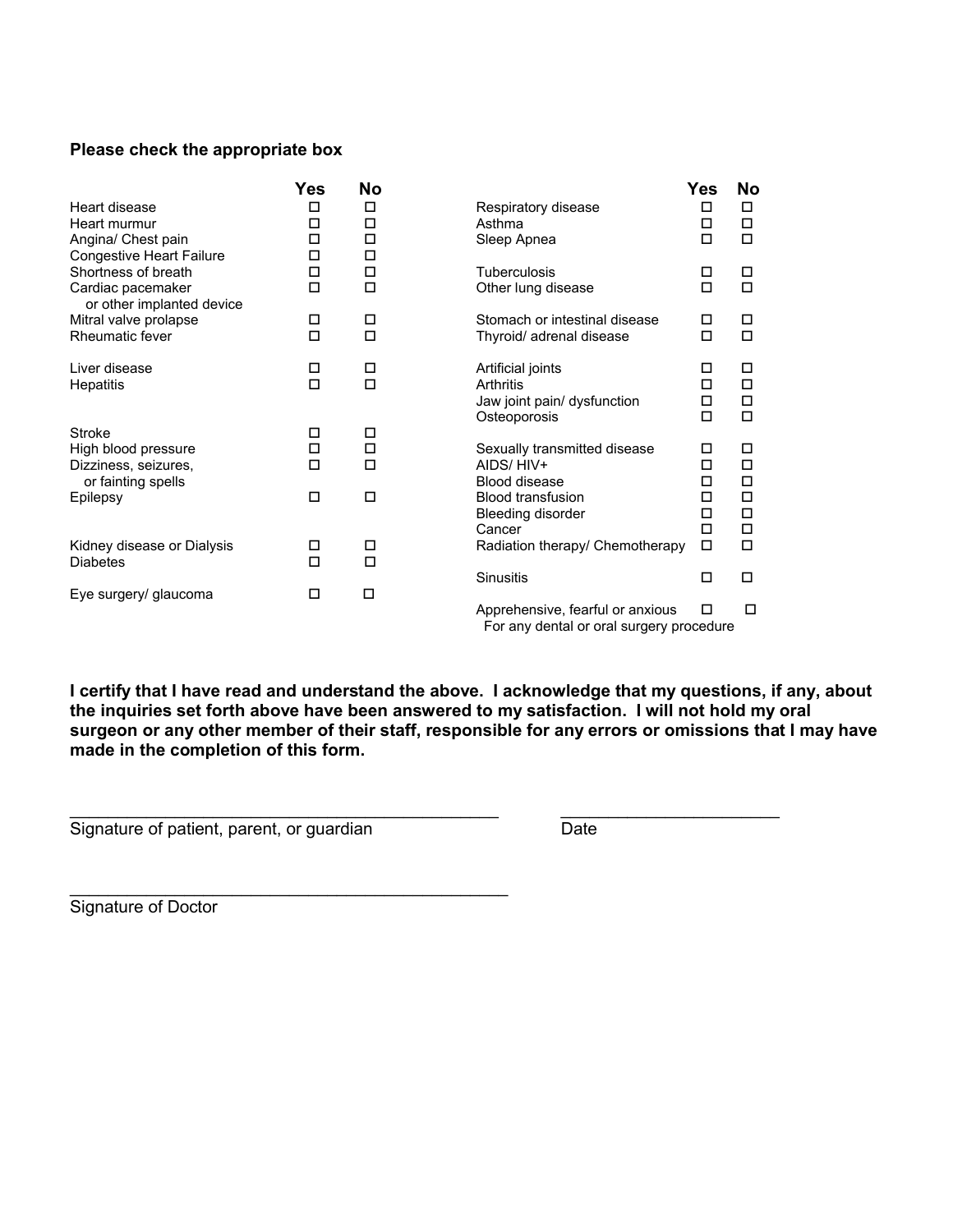**Please check the appropriate box**

| | Yes | No |
|---|---|---|
| Heart disease | ☐ | ☐ |
| Heart murmur | ☐ | ☐ |
| Angina/ Chest pain | ☐ | ☐ |
| Congestive Heart Failure | ☐ | ☐ |
| Shortness of breath | ☐ | ☐ |
| Cardiac pacemaker or other implanted device | ☐ | ☐ |
| Mitral valve prolapse | ☐ | ☐ |
| Rheumatic fever | ☐ | ☐ |
| Liver disease | ☐ | ☐ |
| Hepatitis | ☐ | ☐ |
| Stroke | ☐ | ☐ |
| High blood pressure | ☐ | ☐ |
| Dizziness, seizures, or fainting spells | ☐ | ☐ |
| Epilepsy | ☐ | ☐ |
| Kidney disease or Dialysis | ☐ | ☐ |
| Diabetes | ☐ | ☐ |
| Eye surgery/ glaucoma | ☐ | ☐ |

| | Yes | No |
|---|---|---|
| Respiratory disease | ☐ | ☐ |
| Asthma | ☐ | ☐ |
| Sleep Apnea | ☐ | ☐ |
| Tuberculosis | ☐ | ☐ |
| Other lung disease | ☐ | ☐ |
| Stomach or intestinal disease | ☐ | ☐ |
| Thyroid/ adrenal disease | ☐ | ☐ |
| Artificial joints | ☐ | ☐ |
| Arthritis | ☐ | ☐ |
| Jaw joint pain/ dysfunction | ☐ | ☐ |
| Osteoporosis | ☐ | ☐ |
| Sexually transmitted disease | ☐ | ☐ |
| AIDS/ HIV+ | ☐ | ☐ |
| Blood disease | ☐ | ☐ |
| Blood transfusion | ☐ | ☐ |
| Bleeding disorder | ☐ | ☐ |
| Cancer | ☐ | ☐ |
| Radiation therapy/ Chemotherapy | ☐ | ☐ |
| Sinusitis | ☐ | ☐ |
| Apprehensive, fearful or anxious For any dental or oral surgery procedure | ☐ | ☐ |

**I certify that I have read and understand the above. I acknowledge that my questions, if any, about the inquiries set forth above have been answered to my satisfaction. I will not hold my oral surgeon or any other member of their staff, responsible for any errors or omissions that I may have made in the completion of this form.**

_____________________________________________ Signature of patient, parent, or guardian

_______________________ Date

_____________________________________________ Signature of Doctor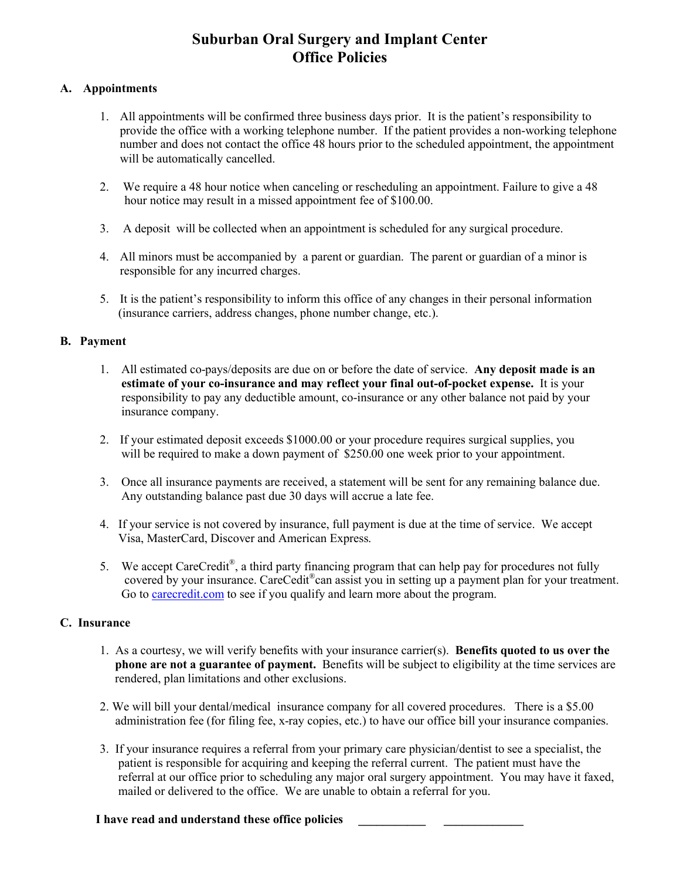# Suburban Oral Surgery and Implant Center
# Office Policies

## A. Appointments

1. All appointments will be confirmed three business days prior. It is the patient's responsibility to provide the office with a working telephone number. If the patient provides a non-working telephone number and does not contact the office 48 hours prior to the scheduled appointment, the appointment will be automatically cancelled.

2. We require a 48 hour notice when canceling or rescheduling an appointment. Failure to give a 48 hour notice may result in a missed appointment fee of $100.00.

3. A deposit will be collected when an appointment is scheduled for any surgical procedure.

4. All minors must be accompanied by a parent or guardian. The parent or guardian of a minor is responsible for any incurred charges.

5. It is the patient's responsibility to inform this office of any changes in their personal information (insurance carriers, address changes, phone number change, etc.).

## B. Payment

1. All estimated co-pays/deposits are due on or before the date of service. **Any deposit made is an estimate of your co-insurance and may reflect your final out-of-pocket expense.** It is your responsibility to pay any deductible amount, co-insurance or any other balance not paid by your insurance company.

2. If your estimated deposit exceeds $1000.00 or your procedure requires surgical supplies, you will be required to make a down payment of $250.00 one week prior to your appointment.

3. Once all insurance payments are received, a statement will be sent for any remaining balance due. Any outstanding balance past due 30 days will accrue a late fee.

4. If your service is not covered by insurance, full payment is due at the time of service. We accept Visa, MasterCard, Discover and American Express.

5. We accept CareCredit®, a third party financing program that can help pay for procedures not fully covered by your insurance. CareCedit® can assist you in setting up a payment plan for your treatment. Go to [carecredit.com](carecredit.com) to see if you qualify and learn more about the program.

## C. Insurance

1. As a courtesy, we will verify benefits with your insurance carrier(s). **Benefits quoted to us over the phone are not a guarantee of payment.** Benefits will be subject to eligibility at the time services are rendered, plan limitations and other exclusions.

2. We will bill your dental/medical insurance company for all covered procedures. There is a $5.00 administration fee (for filing fee, x-ray copies, etc.) to have our office bill your insurance companies.

3. If your insurance requires a referral from your primary care physician/dentist to see a specialist, the patient is responsible for acquiring and keeping the referral current. The patient must have the referral at our office prior to scheduling any major oral surgery appointment. You may have it faxed, mailed or delivered to the office. We are unable to obtain a referral for you.

**I have read and understand these office policies** ___________ _____________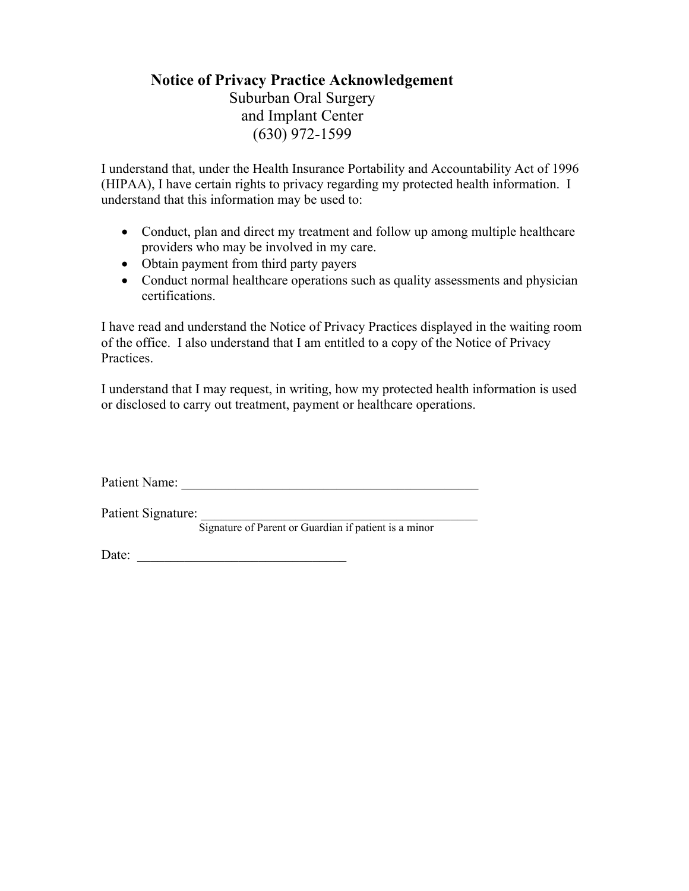# Notice of Privacy Practice Acknowledgement

Suburban Oral Surgery
and Implant Center
(630) 972-1599

I understand that, under the Health Insurance Portability and Accountability Act of 1996 (HIPAA), I have certain rights to privacy regarding my protected health information. I understand that this information may be used to:

- Conduct, plan and direct my treatment and follow up among multiple healthcare providers who may be involved in my care.
- Obtain payment from third party payers
- Conduct normal healthcare operations such as quality assessments and physician certifications.

I have read and understand the Notice of Privacy Practices displayed in the waiting room of the office. I also understand that I am entitled to a copy of the Notice of Privacy Practices.

I understand that I may request, in writing, how my protected health information is used or disclosed to carry out treatment, payment or healthcare operations.

Patient Name: _______________________________________________

Patient Signature: ____________________________________________
Signature of Parent or Guardian if patient is a minor

Date: ________________________________